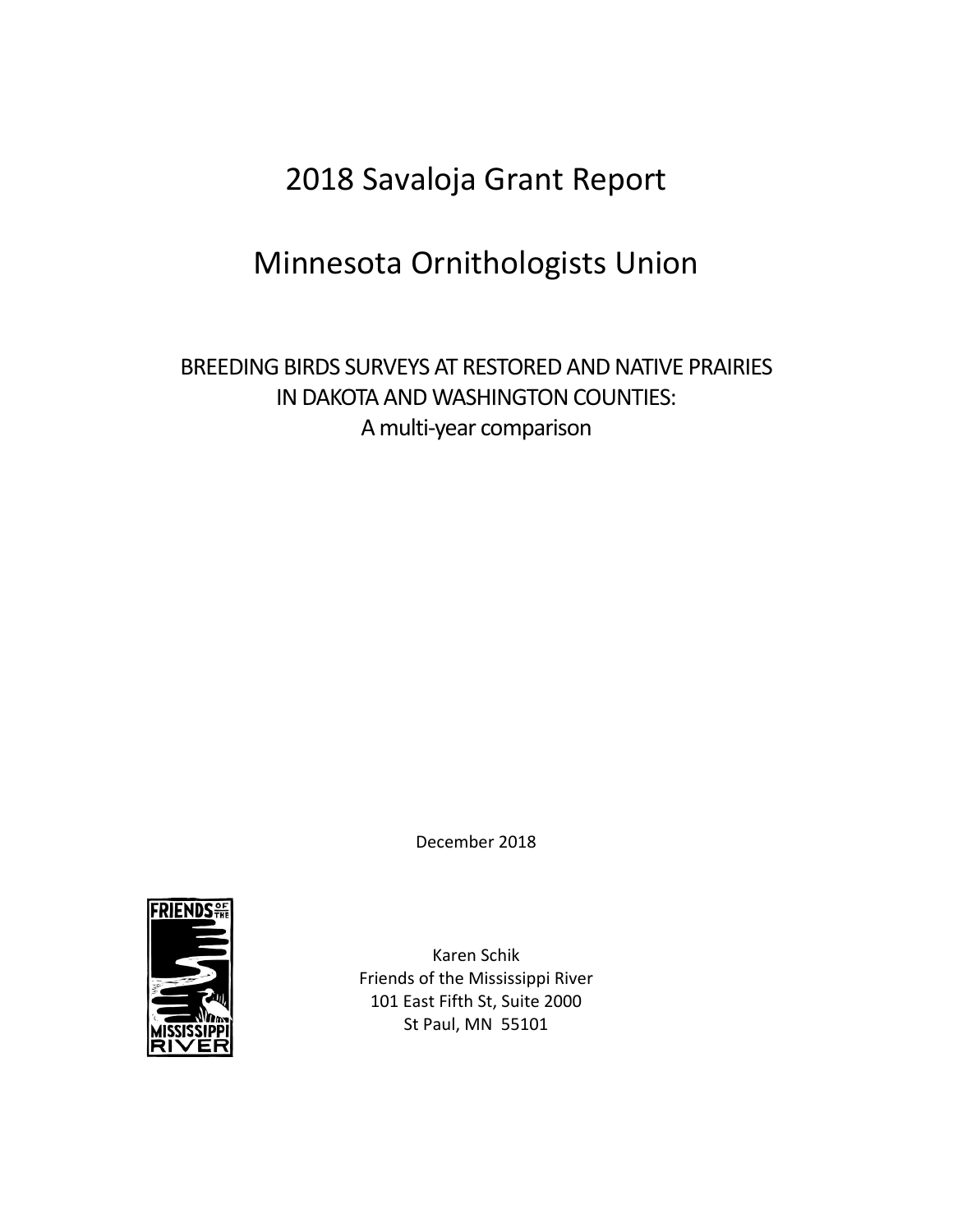# 2018 Savaloja Grant Report

# Minnesota Ornithologists Union

## BREEDING BIRDS SURVEYS AT RESTORED AND NATIVE PRAIRIES IN DAKOTA AND WASHINGTON COUNTIES: A multi-year comparison

December 2018

Karen Schik
Friends of the Mississippi River
101 East Fifth St, Suite 2000
St Paul, MN 55101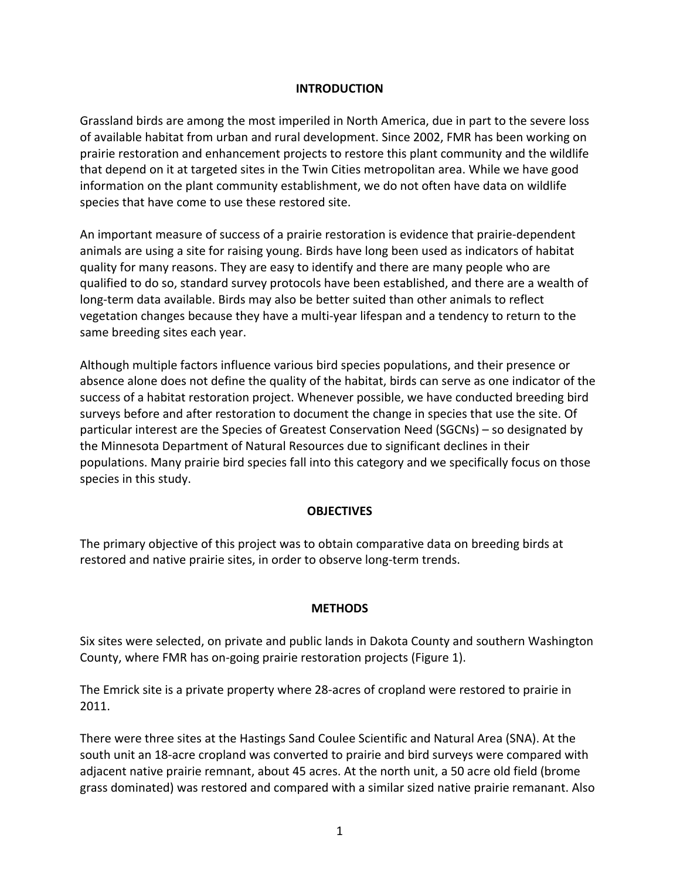## INTRODUCTION

Grassland birds are among the most imperiled in North America, due in part to the severe loss of available habitat from urban and rural development. Since 2002, FMR has been working on prairie restoration and enhancement projects to restore this plant community and the wildlife that depend on it at targeted sites in the Twin Cities metropolitan area. While we have good information on the plant community establishment, we do not often have data on wildlife species that have come to use these restored site.

An important measure of success of a prairie restoration is evidence that prairie-dependent animals are using a site for raising young. Birds have long been used as indicators of habitat quality for many reasons. They are easy to identify and there are many people who are qualified to do so, standard survey protocols have been established, and there are a wealth of long-term data available. Birds may also be better suited than other animals to reflect vegetation changes because they have a multi-year lifespan and a tendency to return to the same breeding sites each year.

Although multiple factors influence various bird species populations, and their presence or absence alone does not define the quality of the habitat, birds can serve as one indicator of the success of a habitat restoration project. Whenever possible, we have conducted breeding bird surveys before and after restoration to document the change in species that use the site. Of particular interest are the Species of Greatest Conservation Need (SGCNs) – so designated by the Minnesota Department of Natural Resources due to significant declines in their populations. Many prairie bird species fall into this category and we specifically focus on those species in this study.

## OBJECTIVES

The primary objective of this project was to obtain comparative data on breeding birds at restored and native prairie sites, in order to observe long-term trends.

## METHODS

Six sites were selected, on private and public lands in Dakota County and southern Washington County, where FMR has on-going prairie restoration projects (Figure 1).

The Emrick site is a private property where 28-acres of cropland were restored to prairie in 2011.

There were three sites at the Hastings Sand Coulee Scientific and Natural Area (SNA). At the south unit an 18-acre cropland was converted to prairie and bird surveys were compared with adjacent native prairie remnant, about 45 acres. At the north unit, a 50 acre old field (brome grass dominated) was restored and compared with a similar sized native prairie remanant. Also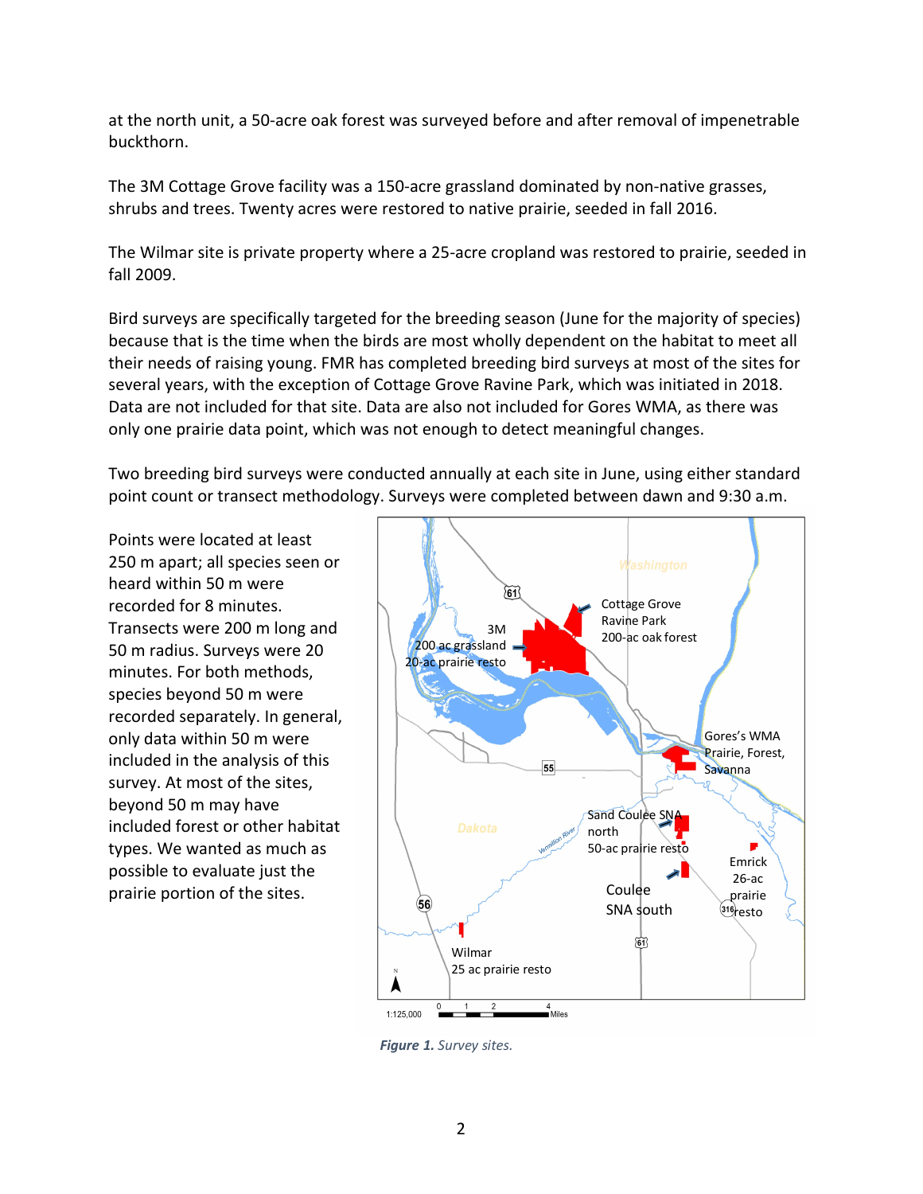at the north unit, a 50-acre oak forest was surveyed before and after removal of impenetrable buckthorn.

The 3M Cottage Grove facility was a 150-acre grassland dominated by non-native grasses, shrubs and trees. Twenty acres were restored to native prairie, seeded in fall 2016.

The Wilmar site is private property where a 25-acre cropland was restored to prairie, seeded in fall 2009.

Bird surveys are specifically targeted for the breeding season (June for the majority of species) because that is the time when the birds are most wholly dependent on the habitat to meet all their needs of raising young. FMR has completed breeding bird surveys at most of the sites for several years, with the exception of Cottage Grove Ravine Park, which was initiated in 2018. Data are not included for that site. Data are also not included for Gores WMA, as there was only one prairie data point, which was not enough to detect meaningful changes.

Two breeding bird surveys were conducted annually at each site in June, using either standard point count or transect methodology. Surveys were completed between dawn and 9:30 a.m.

Points were located at least 250 m apart; all species seen or heard within 50 m were recorded for 8 minutes. Transects were 200 m long and 50 m radius. Surveys were 20 minutes. For both methods, species beyond 50 m were recorded separately. In general, only data within 50 m were included in the analysis of this survey. At most of the sites, beyond 50 m may have included forest or other habitat types. We wanted as much as possible to evaluate just the prairie portion of the sites.

*Figure 1. Survey sites.*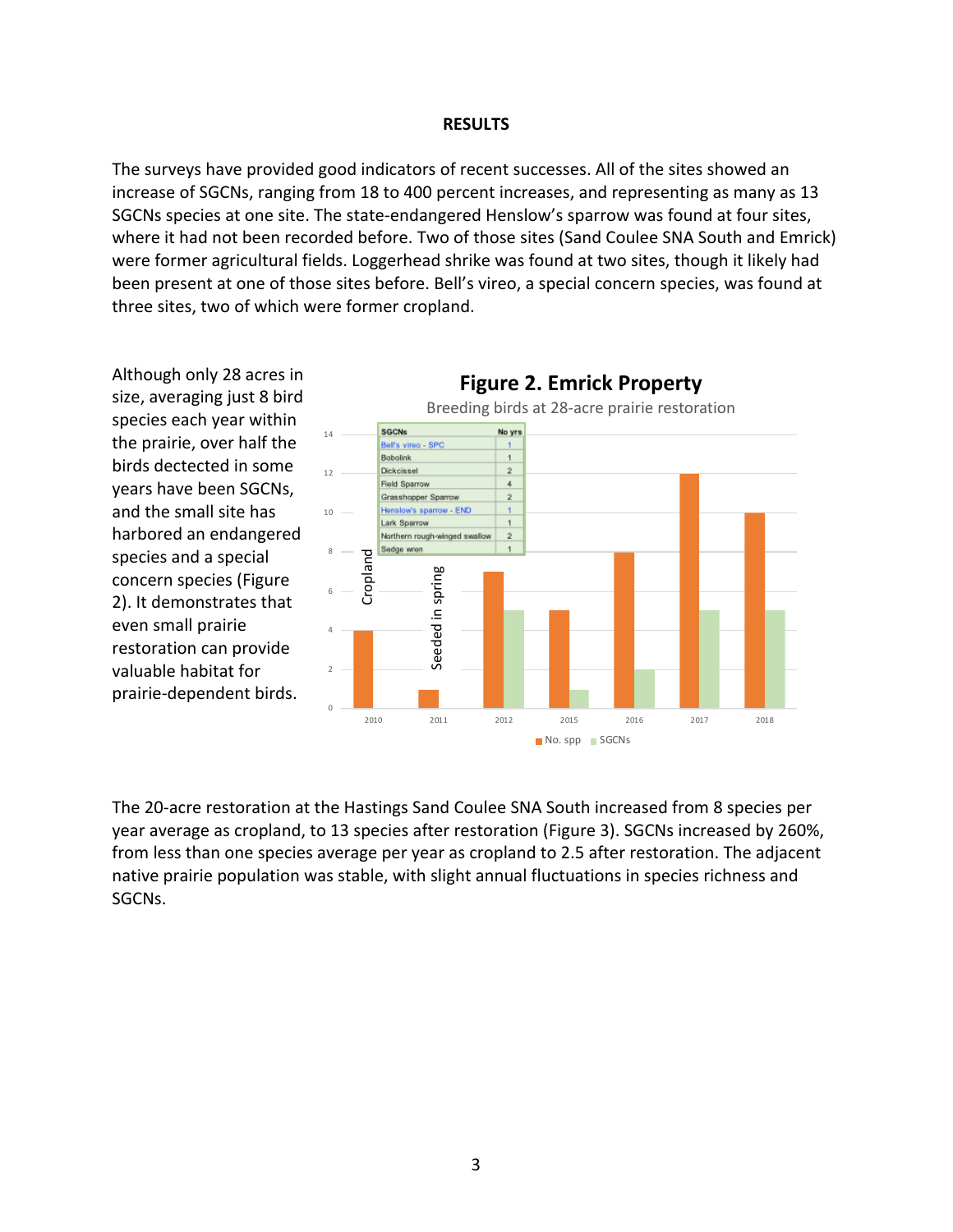## RESULTS

The surveys have provided good indicators of recent successes. All of the sites showed an increase of SGCNs, ranging from 18 to 400 percent increases, and representing as many as 13 SGCNs species at one site. The state-endangered Henslow's sparrow was found at four sites, where it had not been recorded before. Two of those sites (Sand Coulee SNA South and Emrick) were former agricultural fields. Loggerhead shrike was found at two sites, though it likely had been present at one of those sites before. Bell's vireo, a special concern species, was found at three sites, two of which were former cropland.

Although only 28 acres in size, averaging just 8 bird species each year within the prairie, over half the birds dectected in some years have been SGCNs, and the small site has harbored an endangered species and a special concern species (Figure 2). It demonstrates that even small prairie restoration can provide valuable habitat for prairie-dependent birds.

**Figure 2. Emrick Property**

Breeding birds at 28-acre prairie restoration

| SGCNs | No yrs |
|---|---|
| Bell's vireo - SPC | 1 |
| Bobolink | 1 |
| Dickcissel | 2 |
| Field Sparrow | 4 |
| Grasshopper Sparrow | 2 |
| Henslow's sparrow - END | 1 |
| Lark Sparrow | 1 |
| Northern rough-winged swallow | 2 |
| Sedge wren | 1 |

| Year | No. spp | SGCNs |
|---|---|---|
| 2010 (Cropland) | 4 | 0 |
| 2011 (Seeded in spring) | 1 | 0 |
| 2012 | 7 | 5 |
| 2015 | 5 | 1 |
| 2016 | 8 | 2 |
| 2017 | 12 | 5 |
| 2018 | 10 | 5 |

The 20-acre restoration at the Hastings Sand Coulee SNA South increased from 8 species per year average as cropland, to 13 species after restoration (Figure 3). SGCNs increased by 260%, from less than one species average per year as cropland to 2.5 after restoration. The adjacent native prairie population was stable, with slight annual fluctuations in species richness and SGCNs.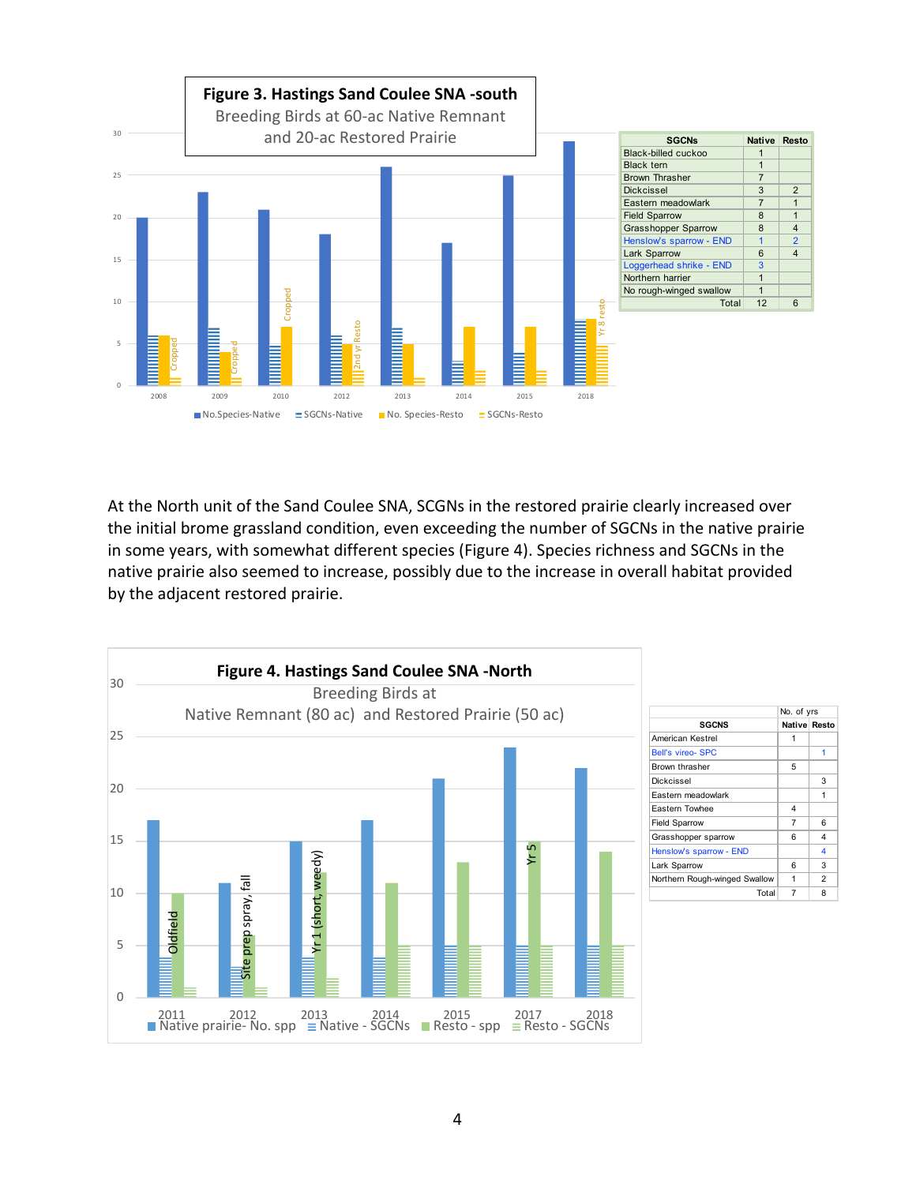**Figure 3. Hastings Sand Coulee SNA -south**

Breeding Birds at 60-ac Native Remnant and 20-ac Restored Prairie

| SGCNs | Native | Resto |
|---|---|---|
| Black-billed cuckoo | 1 | |
| Black tern | 1 | |
| Brown Thrasher | 7 | |
| Dickcissel | 3 | 2 |
| Eastern meadowlark | 7 | 1 |
| Field Sparrow | 8 | 1 |
| Grasshopper Sparrow | 8 | 4 |
| Henslow's sparrow - END | 1 | 2 |
| Lark Sparrow | 6 | 4 |
| Loggerhead shrike - END | 3 | |
| Northern harrier | 1 | |
| No rough-winged swallow | 1 | |
| Total | 12 | 6 |

At the North unit of the Sand Coulee SNA, SCGNs in the restored prairie clearly increased over the initial brome grassland condition, even exceeding the number of SGCNs in the native prairie in some years, with somewhat different species (Figure 4). Species richness and SGCNs in the native prairie also seemed to increase, possibly due to the increase in overall habitat provided by the adjacent restored prairie.

**Figure 4. Hastings Sand Coulee SNA -North**

Breeding Birds at Native Remnant (80 ac) and Restored Prairie (50 ac)

| SGCNS | No. of yrs Native | Resto |
|---|---|---|
| American Kestrel | 1 | |
| Bell's vireo- SPC | | 1 |
| Brown thrasher | 5 | |
| Dickcissel | | 3 |
| Eastern meadowlark | | 1 |
| Eastern Towhee | 4 | |
| Field Sparrow | 7 | 6 |
| Grasshopper sparrow | 6 | 4 |
| Henslow's sparrow - END | | 4 |
| Lark Sparrow | 6 | 3 |
| Northern Rough-winged Swallow | 1 | 2 |
| Total | 7 | 8 |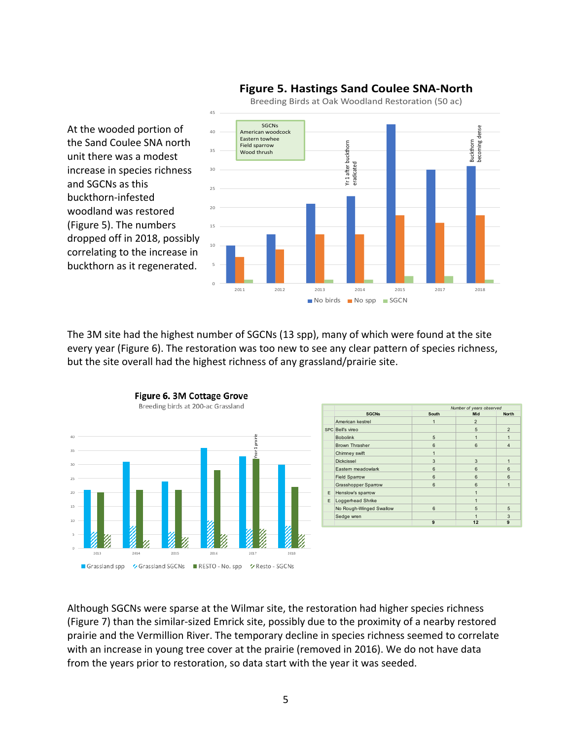At the wooded portion of the Sand Coulee SNA north unit there was a modest increase in species richness and SGCNs as this buckthorn-infested woodland was restored (Figure 5). The numbers dropped off in 2018, possibly correlating to the increase in buckthorn as it regenerated.

**Figure 5. Hastings Sand Coulee SNA-North**

Breeding Birds at Oak Woodland Restoration (50 ac)

The 3M site had the highest number of SGCNs (13 spp), many of which were found at the site every year (Figure 6). The restoration was too new to see any clear pattern of species richness, but the site overall had the highest richness of any grassland/prairie site.

**Figure 6. 3M Cottage Grove**

Breeding birds at 200-ac Grassland

| | | *Number of years observed* | | |
|---|---|---|---|---|
| | **SGCNs** | **South** | **Mid** | **North** |
| | American kestrel | 1 | 2 | |
| SPC | Bell's vireo | | 5 | 2 |
| | Bobolink | 5 | 1 | 1 |
| | Brown Thrasher | 6 | 6 | 4 |
| | Chimney swift | 1 | | |
| | Dickcissel | 3 | 3 | 1 |
| | Eastern meadowlark | 6 | 6 | 6 |
| | Field Sparrow | 6 | 6 | 6 |
| | Grasshopper Sparrow | 6 | 6 | 1 |
| E | Henslow's sparrow | | 1 | |
| E | Loggerhead Shrike | | 1 | |
| | No Rough-Winged Swallow | 6 | 5 | 5 |
| | Sedge wren | | 1 | 3 |
| | | **9** | **12** | **9** |

Although SGCNs were sparse at the Wilmar site, the restoration had higher species richness (Figure 7) than the similar-sized Emrick site, possibly due to the proximity of a nearby restored prairie and the Vermillion River. The temporary decline in species richness seemed to correlate with an increase in young tree cover at the prairie (removed in 2016). We do not have data from the years prior to restoration, so data start with the year it was seeded.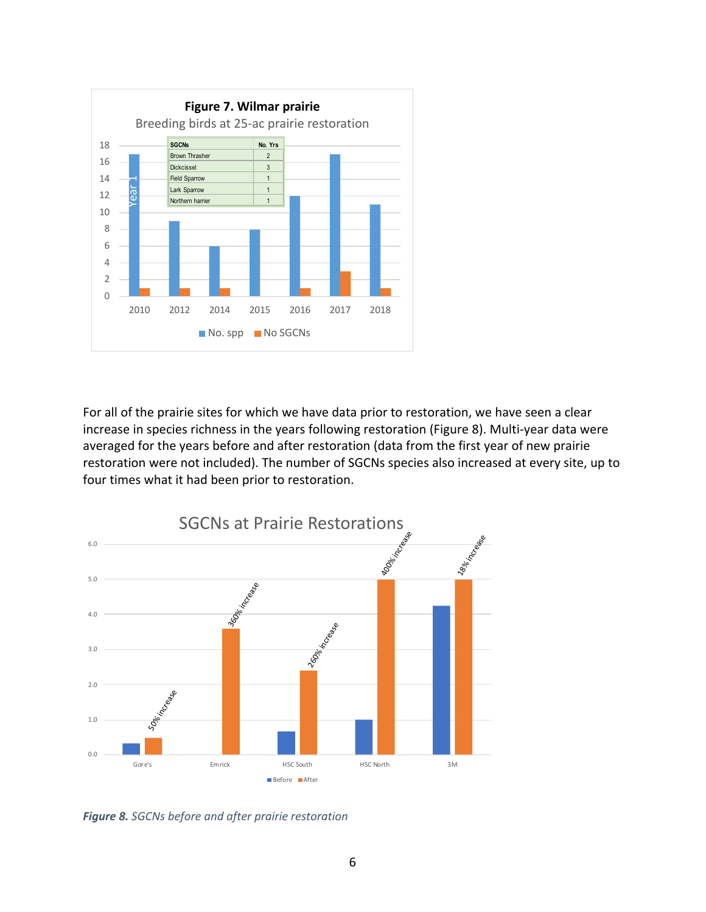**Figure 7. Wilmar prairie**

Breeding birds at 25-ac prairie restoration

| SGCNs | No. Yrs |
|---|---|
| Brown Thrasher | 2 |
| Dickcissel | 3 |
| Field Sparrow | 1 |
| Lark Sparrow | 1 |
| Northern harrier | 1 |

For all of the prairie sites for which we have data prior to restoration, we have seen a clear increase in species richness in the years following restoration (Figure 8). Multi-year data were averaged for the years before and after restoration (data from the first year of new prairie restoration were not included). The number of SGCNs species also increased at every site, up to four times what it had been prior to restoration.

SGCNs at Prairie Restorations

*__Figure 8.__ SGCNs before and after prairie restoration*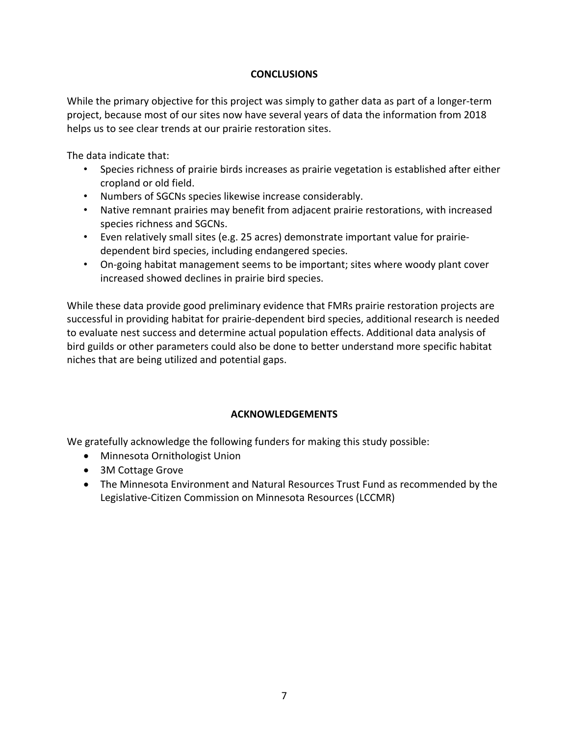## CONCLUSIONS

While the primary objective for this project was simply to gather data as part of a longer-term project, because most of our sites now have several years of data the information from 2018 helps us to see clear trends at our prairie restoration sites.

The data indicate that:

- Species richness of prairie birds increases as prairie vegetation is established after either cropland or old field.
- Numbers of SGCNs species likewise increase considerably.
- Native remnant prairies may benefit from adjacent prairie restorations, with increased species richness and SGCNs.
- Even relatively small sites (e.g. 25 acres) demonstrate important value for prairie-dependent bird species, including endangered species.
- On-going habitat management seems to be important; sites where woody plant cover increased showed declines in prairie bird species.

While these data provide good preliminary evidence that FMRs prairie restoration projects are successful in providing habitat for prairie-dependent bird species, additional research is needed to evaluate nest success and determine actual population effects. Additional data analysis of bird guilds or other parameters could also be done to better understand more specific habitat niches that are being utilized and potential gaps.

## ACKNOWLEDGEMENTS

We gratefully acknowledge the following funders for making this study possible:

- Minnesota Ornithologist Union
- 3M Cottage Grove
- The Minnesota Environment and Natural Resources Trust Fund as recommended by the Legislative-Citizen Commission on Minnesota Resources (LCCMR)